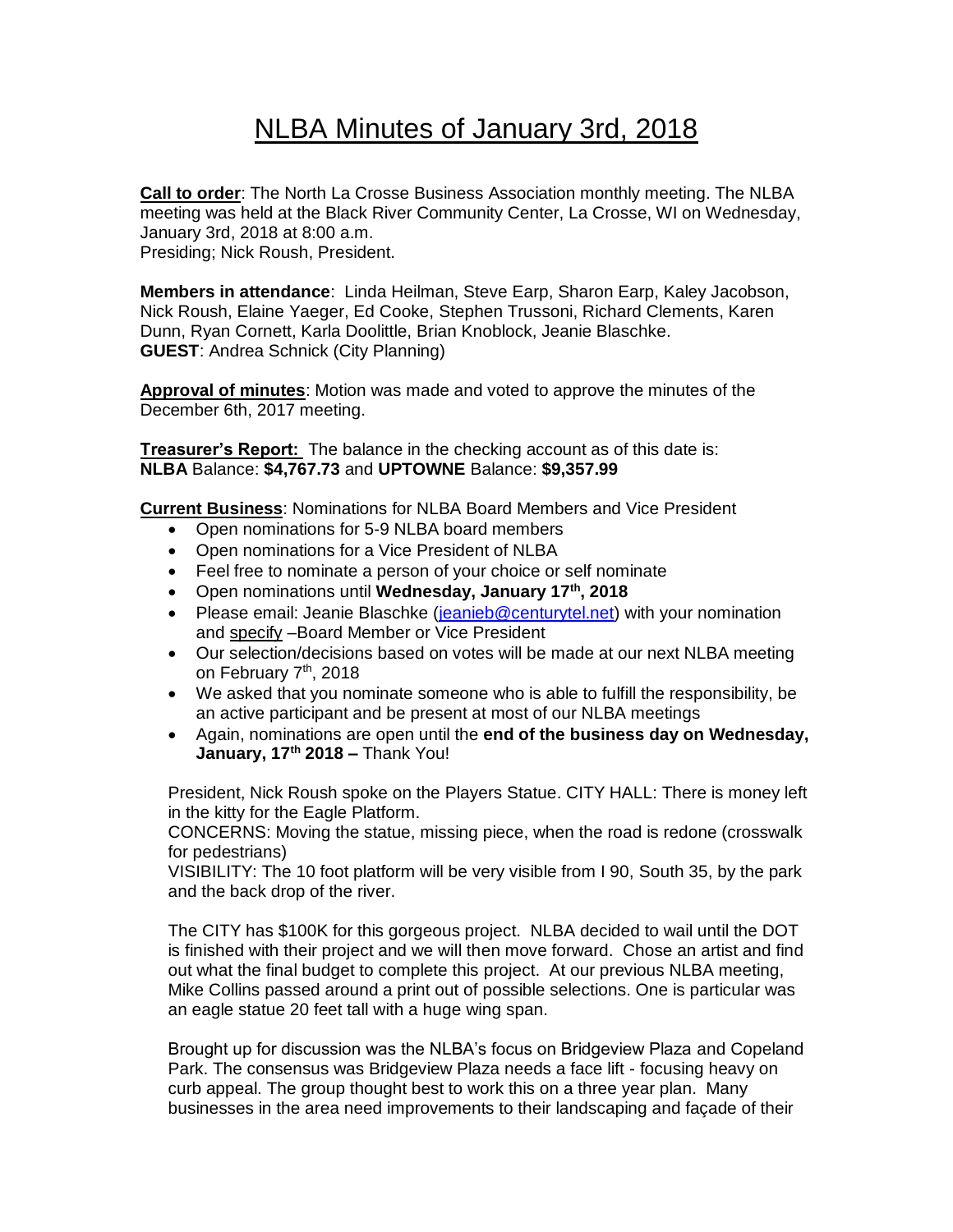# NLBA Minutes of January 3rd, 2018

**Call to order**: The North La Crosse Business Association monthly meeting. The NLBA meeting was held at the Black River Community Center, La Crosse, WI on Wednesday, January 3rd, 2018 at 8:00 a.m.
Presiding; Nick Roush, President.

**Members in attendance**: Linda Heilman, Steve Earp, Sharon Earp, Kaley Jacobson, Nick Roush, Elaine Yaeger, Ed Cooke, Stephen Trussoni, Richard Clements, Karen Dunn, Ryan Cornett, Karla Doolittle, Brian Knoblock, Jeanie Blaschke.
**GUEST**: Andrea Schnick (City Planning)

**Approval of minutes**: Motion was made and voted to approve the minutes of the December 6th, 2017 meeting.

**Treasurer's Report:** The balance in the checking account as of this date is:
**NLBA** Balance: **$4,767.73** and **UPTOWNE** Balance: **$9,357.99**

**Current Business**: Nominations for NLBA Board Members and Vice President

- Open nominations for 5-9 NLBA board members
- Open nominations for a Vice President of NLBA
- Feel free to nominate a person of your choice or self nominate
- Open nominations until **Wednesday, January 17th, 2018**
- Please email: Jeanie Blaschke (jeanieb@centurytel.net) with your nomination and specify –Board Member or Vice President
- Our selection/decisions based on votes will be made at our next NLBA meeting on February 7th, 2018
- We asked that you nominate someone who is able to fulfill the responsibility, be an active participant and be present at most of our NLBA meetings
- Again, nominations are open until the **end of the business day on Wednesday, January, 17th 2018 –** Thank You!

President, Nick Roush spoke on the Players Statue. CITY HALL: There is money left in the kitty for the Eagle Platform.
CONCERNS: Moving the statue, missing piece, when the road is redone (crosswalk for pedestrians)
VISIBILITY: The 10 foot platform will be very visible from I 90, South 35, by the park and the back drop of the river.

The CITY has $100K for this gorgeous project. NLBA decided to wail until the DOT is finished with their project and we will then move forward. Chose an artist and find out what the final budget to complete this project. At our previous NLBA meeting, Mike Collins passed around a print out of possible selections. One is particular was an eagle statue 20 feet tall with a huge wing span.

Brought up for discussion was the NLBA's focus on Bridgeview Plaza and Copeland Park. The consensus was Bridgeview Plaza needs a face lift - focusing heavy on curb appeal. The group thought best to work this on a three year plan. Many businesses in the area need improvements to their landscaping and façade of their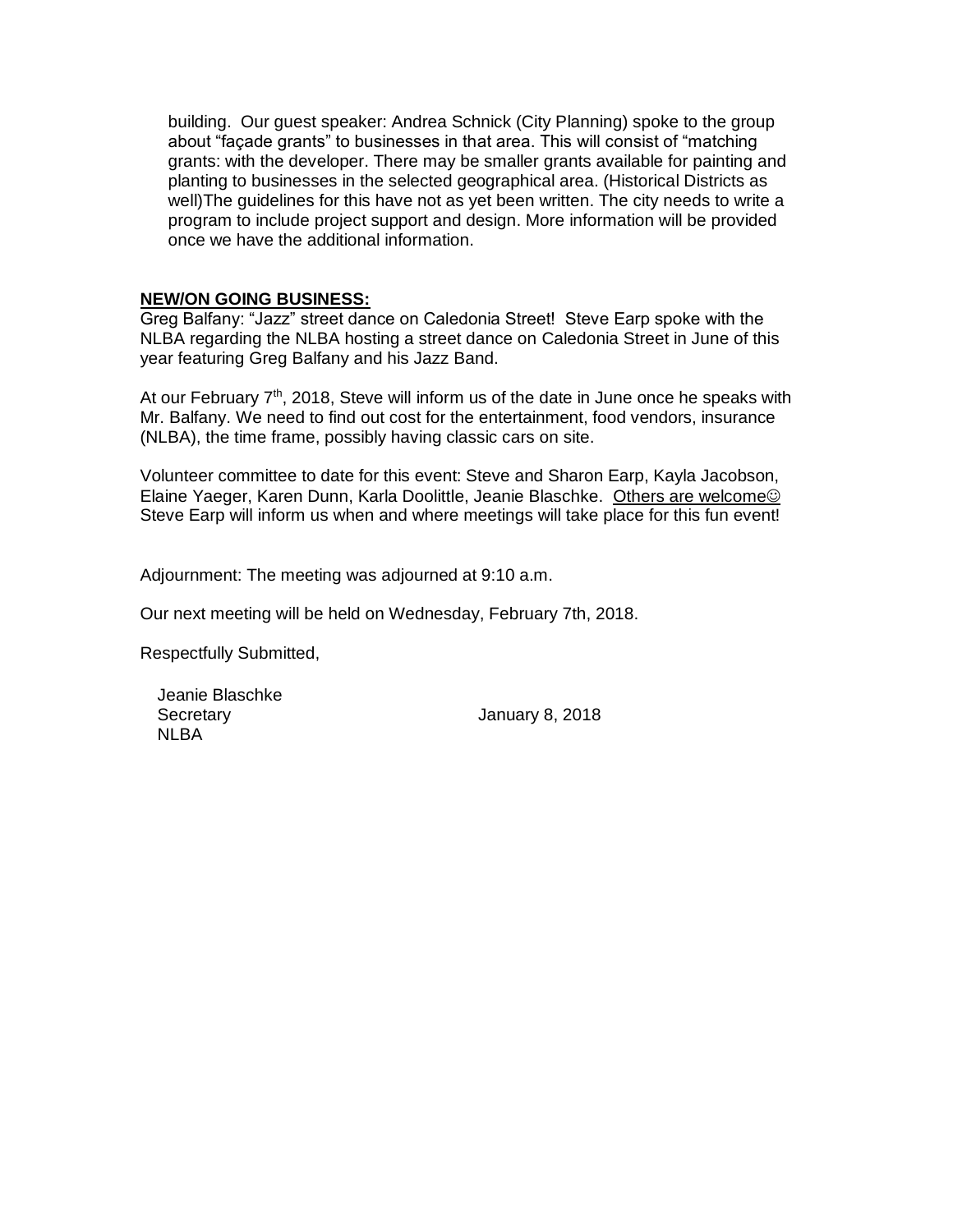building. Our guest speaker: Andrea Schnick (City Planning) spoke to the group about "façade grants" to businesses in that area. This will consist of "matching grants: with the developer. There may be smaller grants available for painting and planting to businesses in the selected geographical area. (Historical Districts as well)The guidelines for this have not as yet been written. The city needs to write a program to include project support and design. More information will be provided once we have the additional information.

**NEW/ON GOING BUSINESS:**

Greg Balfany: "Jazz" street dance on Caledonia Street! Steve Earp spoke with the NLBA regarding the NLBA hosting a street dance on Caledonia Street in June of this year featuring Greg Balfany and his Jazz Band.

At our February 7th, 2018, Steve will inform us of the date in June once he speaks with Mr. Balfany. We need to find out cost for the entertainment, food vendors, insurance (NLBA), the time frame, possibly having classic cars on site.

Volunteer committee to date for this event: Steve and Sharon Earp, Kayla Jacobson, Elaine Yaeger, Karen Dunn, Karla Doolittle, Jeanie Blaschke. Others are welcome☺ Steve Earp will inform us when and where meetings will take place for this fun event!

Adjournment: The meeting was adjourned at 9:10 a.m.

Our next meeting will be held on Wednesday, February 7th, 2018.

Respectfully Submitted,

Jeanie Blaschke
Secretary
NLBA

January 8, 2018